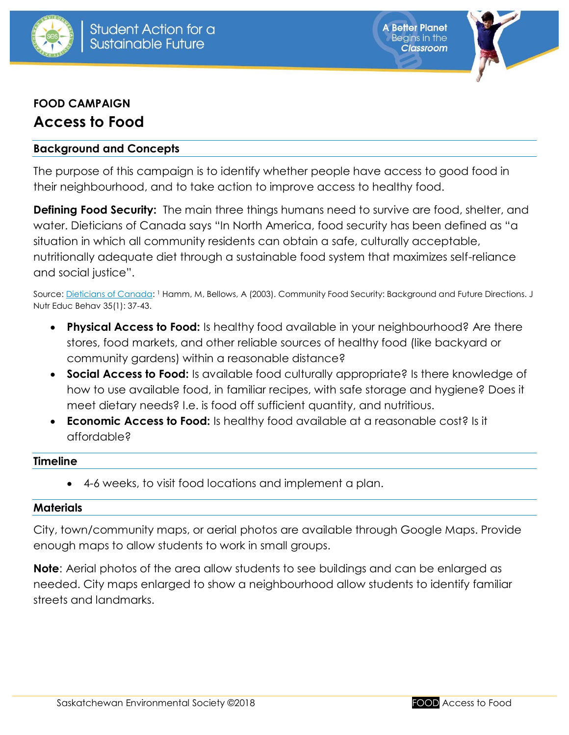# FOOD CAMPAIGN

## Access to Food

### Background and Concepts

The purpose of this campaign is to identify whether people have access to good food in their neighbourhood, and to take action to improve access to healthy food.

**Defining Food Security:** The main three things humans need to survive are food, shelter, and water. Dieticians of Canada says "In North America, food security has been defined as "a situation in which all community residents can obtain a safe, culturally acceptable, nutritionally adequate diet through a sustainable food system that maximizes self-reliance and social justice".

Source: Dieticians of Canada: [1] Hamm, M, Bellows, A (2003). Community Food Security: Background and Future Directions. J Nutr Educ Behav 35(1): 37-43.

- **Physical Access to Food:** Is healthy food available in your neighbourhood? Are there stores, food markets, and other reliable sources of healthy food (like backyard or community gardens) within a reasonable distance?
- **Social Access to Food:** Is available food culturally appropriate? Is there knowledge of how to use available food, in familiar recipes, with safe storage and hygiene? Does it meet dietary needs? I.e. is food off sufficient quantity, and nutritious.
- **Economic Access to Food:** Is healthy food available at a reasonable cost? Is it affordable?

### Timeline

- 4-6 weeks, to visit food locations and implement a plan.

### Materials

City, town/community maps, or aerial photos are available through Google Maps. Provide enough maps to allow students to work in small groups.

**Note**: Aerial photos of the area allow students to see buildings and can be enlarged as needed. City maps enlarged to show a neighbourhood allow students to identify familiar streets and landmarks.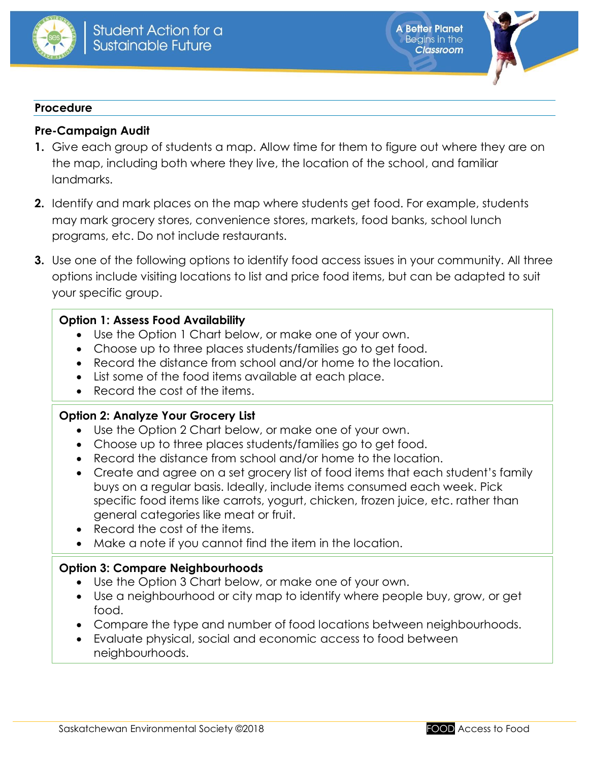## Procedure

### Pre-Campaign Audit

1. Give each group of students a map. Allow time for them to figure out where they are on the map, including both where they live, the location of the school, and familiar landmarks.
2. Identify and mark places on the map where students get food. For example, students may mark grocery stores, convenience stores, markets, food banks, school lunch programs, etc. Do not include restaurants.
3. Use one of the following options to identify food access issues in your community. All three options include visiting locations to list and price food items, but can be adapted to suit your specific group.

**Option 1: Assess Food Availability**

- Use the Option 1 Chart below, or make one of your own.
- Choose up to three places students/families go to get food.
- Record the distance from school and/or home to the location.
- List some of the food items available at each place.
- Record the cost of the items.

**Option 2: Analyze Your Grocery List**

- Use the Option 2 Chart below, or make one of your own.
- Choose up to three places students/families go to get food.
- Record the distance from school and/or home to the location.
- Create and agree on a set grocery list of food items that each student's family buys on a regular basis. Ideally, include items consumed each week. Pick specific food items like carrots, yogurt, chicken, frozen juice, etc. rather than general categories like meat or fruit.
- Record the cost of the items.
- Make a note if you cannot find the item in the location.

**Option 3: Compare Neighbourhoods**

- Use the Option 3 Chart below, or make one of your own.
- Use a neighbourhood or city map to identify where people buy, grow, or get food.
- Compare the type and number of food locations between neighbourhoods.
- Evaluate physical, social and economic access to food between neighbourhoods.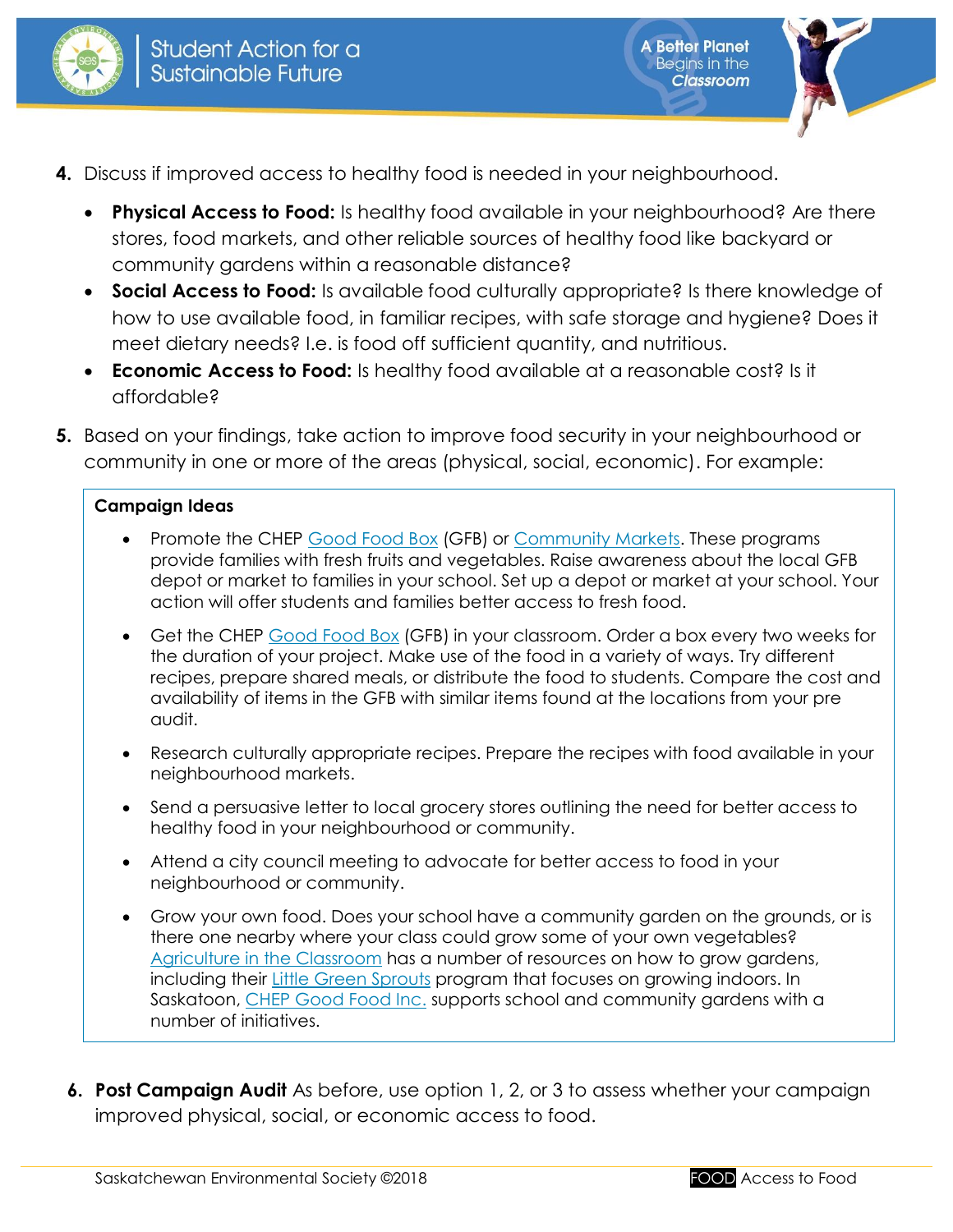4. Discuss if improved access to healthy food is needed in your neighbourhood.
   - **Physical Access to Food:** Is healthy food available in your neighbourhood? Are there stores, food markets, and other reliable sources of healthy food like backyard or community gardens within a reasonable distance?
   - **Social Access to Food:** Is available food culturally appropriate? Is there knowledge of how to use available food, in familiar recipes, with safe storage and hygiene? Does it meet dietary needs? I.e. is food off sufficient quantity, and nutritious.
   - **Economic Access to Food:** Is healthy food available at a reasonable cost? Is it affordable?

5. Based on your findings, take action to improve food security in your neighbourhood or community in one or more of the areas (physical, social, economic). For example:

**Campaign Ideas**

- Promote the CHEP Good Food Box (GFB) or Community Markets. These programs provide families with fresh fruits and vegetables. Raise awareness about the local GFB depot or market to families in your school. Set up a depot or market at your school. Your action will offer students and families better access to fresh food.
- Get the CHEP Good Food Box (GFB) in your classroom. Order a box every two weeks for the duration of your project. Make use of the food in a variety of ways. Try different recipes, prepare shared meals, or distribute the food to students. Compare the cost and availability of items in the GFB with similar items found at the locations from your pre audit.
- Research culturally appropriate recipes. Prepare the recipes with food available in your neighbourhood markets.
- Send a persuasive letter to local grocery stores outlining the need for better access to healthy food in your neighbourhood or community.
- Attend a city council meeting to advocate for better access to food in your neighbourhood or community.
- Grow your own food. Does your school have a community garden on the grounds, or is there one nearby where your class could grow some of your own vegetables? Agriculture in the Classroom has a number of resources on how to grow gardens, including their Little Green Sprouts program that focuses on growing indoors. In Saskatoon, CHEP Good Food Inc. supports school and community gardens with a number of initiatives.

6. **Post Campaign Audit** As before, use option 1, 2, or 3 to assess whether your campaign improved physical, social, or economic access to food.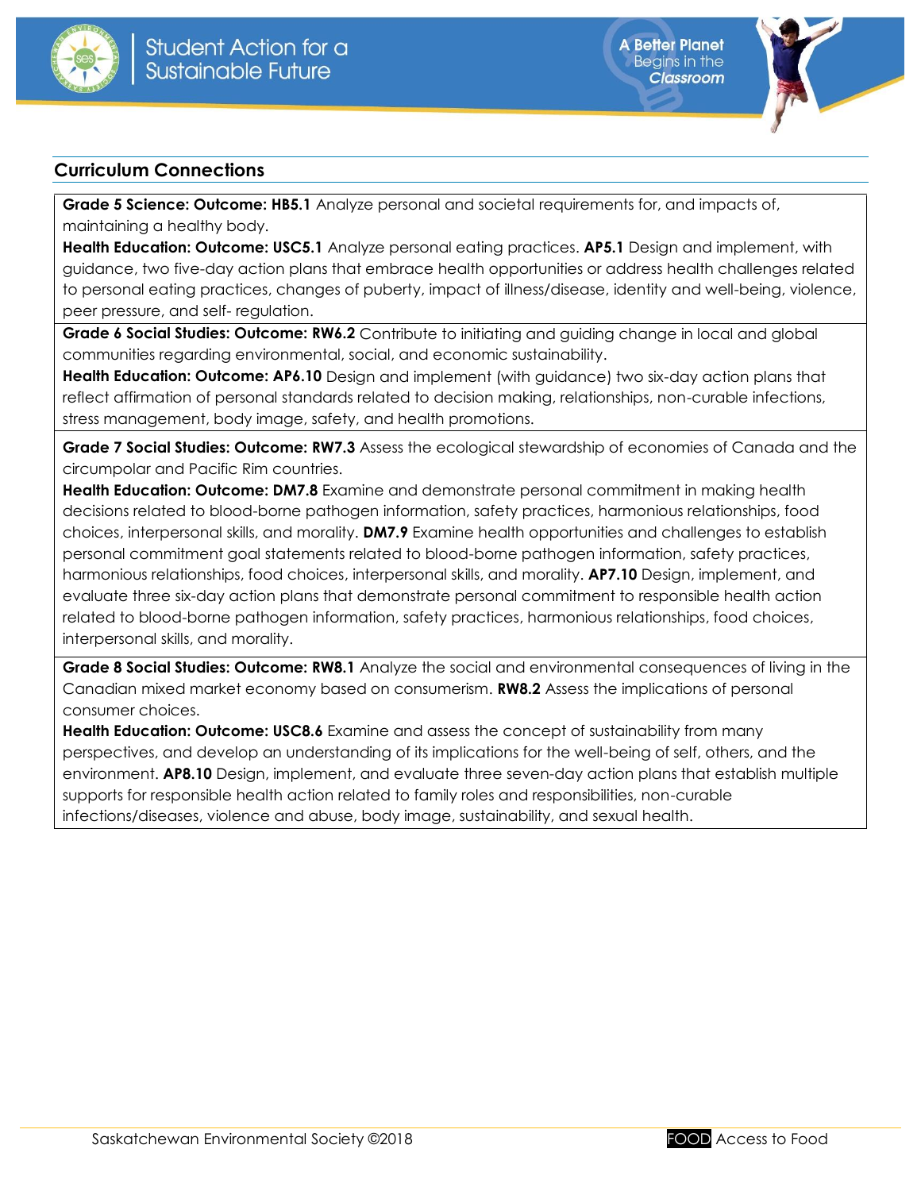## Curriculum Connections

**Grade 5 Science: Outcome: HB5.1** Analyze personal and societal requirements for, and impacts of, maintaining a healthy body.
**Health Education: Outcome: USC5.1** Analyze personal eating practices. **AP5.1** Design and implement, with guidance, two five-day action plans that embrace health opportunities or address health challenges related to personal eating practices, changes of puberty, impact of illness/disease, identity and well-being, violence, peer pressure, and self- regulation.

**Grade 6 Social Studies: Outcome: RW6.2** Contribute to initiating and guiding change in local and global communities regarding environmental, social, and economic sustainability.
**Health Education: Outcome: AP6.10** Design and implement (with guidance) two six-day action plans that reflect affirmation of personal standards related to decision making, relationships, non-curable infections, stress management, body image, safety, and health promotions.

**Grade 7 Social Studies: Outcome: RW7.3** Assess the ecological stewardship of economies of Canada and the circumpolar and Pacific Rim countries.
**Health Education: Outcome: DM7.8** Examine and demonstrate personal commitment in making health decisions related to blood-borne pathogen information, safety practices, harmonious relationships, food choices, interpersonal skills, and morality. **DM7.9** Examine health opportunities and challenges to establish personal commitment goal statements related to blood-borne pathogen information, safety practices, harmonious relationships, food choices, interpersonal skills, and morality. **AP7.10** Design, implement, and evaluate three six-day action plans that demonstrate personal commitment to responsible health action related to blood-borne pathogen information, safety practices, harmonious relationships, food choices, interpersonal skills, and morality.

**Grade 8 Social Studies: Outcome: RW8.1** Analyze the social and environmental consequences of living in the Canadian mixed market economy based on consumerism. **RW8.2** Assess the implications of personal consumer choices.
**Health Education: Outcome: USC8.6** Examine and assess the concept of sustainability from many perspectives, and develop an understanding of its implications for the well-being of self, others, and the environment. **AP8.10** Design, implement, and evaluate three seven-day action plans that establish multiple supports for responsible health action related to family roles and responsibilities, non-curable infections/diseases, violence and abuse, body image, sustainability, and sexual health.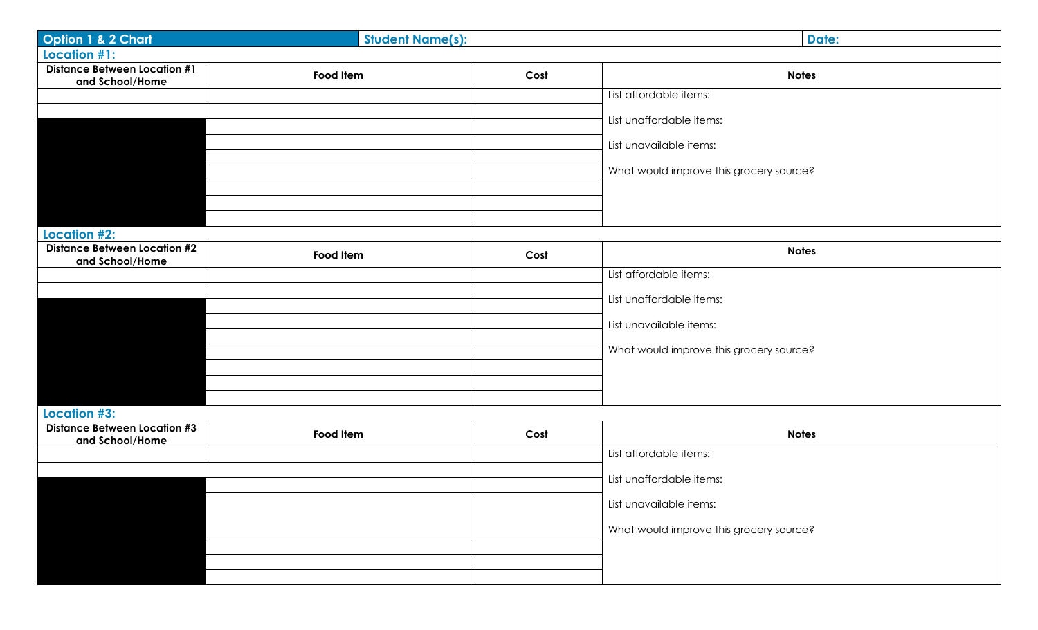| Option 1 & 2 Chart | Student Name(s): | Date: |
|---|---|---|

**Location #1:**

| Distance Between Location #1 and School/Home | Food Item | Cost | Notes |
|---|---|---|---|
| | | | List affordable items:<br><br>List unaffordable items:<br><br>List unavailable items:<br><br>What would improve this grocery source? |
| | | | |
| | | | |
| | | | |
| | | | |
| | | | |
| | | | |
| | | | |
| | | | |

**Location #2:**

| Distance Between Location #2 and School/Home | Food Item | Cost | Notes |
|---|---|---|---|
| | | | List affordable items:<br><br>List unaffordable items:<br><br>List unavailable items:<br><br>What would improve this grocery source? |
| | | | |
| | | | |
| | | | |
| | | | |
| | | | |
| | | | |
| | | | |
| | | | |

**Location #3:**

| Distance Between Location #3 and School/Home | Food Item | Cost | Notes |
|---|---|---|---|
| | | | List affordable items:<br><br>List unaffordable items:<br><br>List unavailable items:<br><br>What would improve this grocery source? |
| | | | |
| | | | |
| | | | |
| | | | |
| | | | |
| | | | |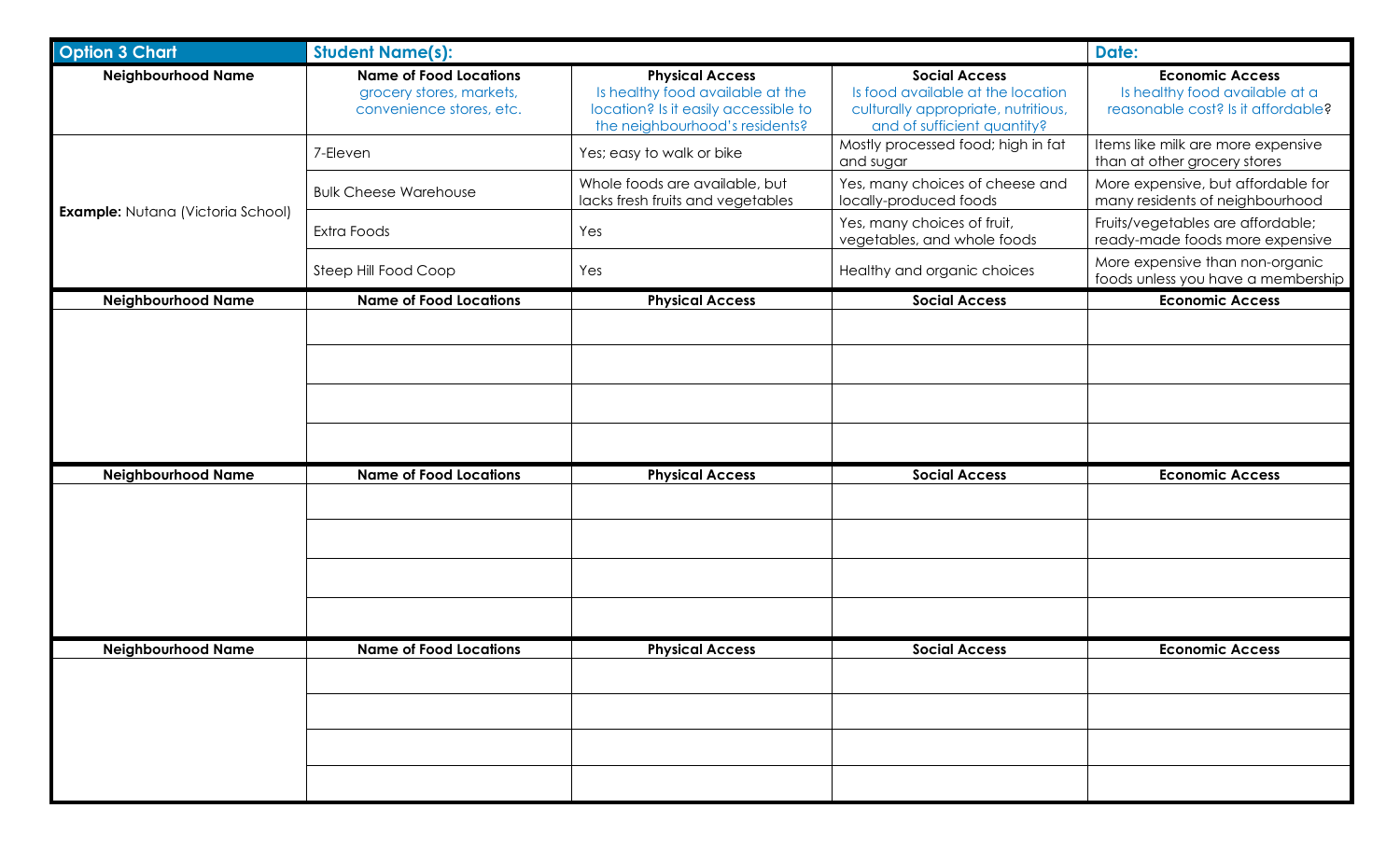| Option 3 Chart | Student Name(s): | | | Date: |
|---|---|---|---|---|
| **Neighbourhood Name** | **Name of Food Locations** grocery stores, markets, convenience stores, etc. | **Physical Access** Is healthy food available at the location? Is it easily accessible to the neighbourhood's residents? | **Social Access** Is food available at the location culturally appropriate, nutritious, and of sufficient quantity? | **Economic Access** Is healthy food available at a reasonable cost? Is it affordable? |
| **Example:** Nutana (Victoria School) | 7-Eleven | Yes; easy to walk or bike | Mostly processed food; high in fat and sugar | Items like milk are more expensive than at other grocery stores |
| | Bulk Cheese Warehouse | Whole foods are available, but lacks fresh fruits and vegetables | Yes, many choices of cheese and locally-produced foods | More expensive, but affordable for many residents of neighbourhood |
| | Extra Foods | Yes | Yes, many choices of fruit, vegetables, and whole foods | Fruits/vegetables are affordable; ready-made foods more expensive |
| | Steep Hill Food Coop | Yes | Healthy and organic choices | More expensive than non-organic foods unless you have a membership |
| **Neighbourhood Name** | **Name of Food Locations** | **Physical Access** | **Social Access** | **Economic Access** |
| | | | | |
| | | | | |
| | | | | |
| | | | | |
| **Neighbourhood Name** | **Name of Food Locations** | **Physical Access** | **Social Access** | **Economic Access** |
| | | | | |
| | | | | |
| | | | | |
| | | | | |
| **Neighbourhood Name** | **Name of Food Locations** | **Physical Access** | **Social Access** | **Economic Access** |
| | | | | |
| | | | | |
| | | | | |
| | | | | |